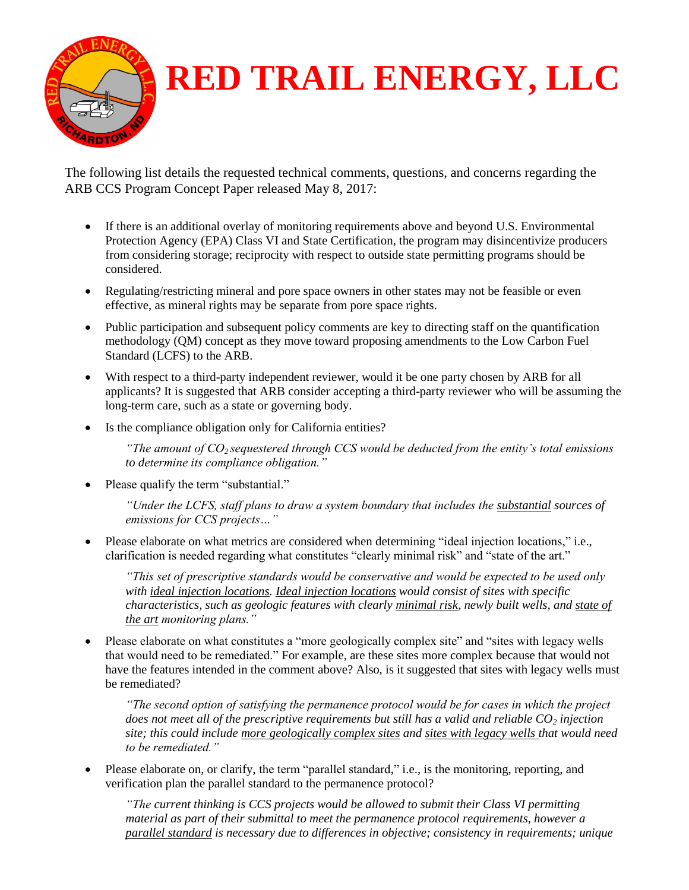# RED TRAIL ENERGY, LLC

The following list details the requested technical comments, questions, and concerns regarding the ARB CCS Program Concept Paper released May 8, 2017:

- If there is an additional overlay of monitoring requirements above and beyond U.S. Environmental Protection Agency (EPA) Class VI and State Certification, the program may disincentivize producers from considering storage; reciprocity with respect to outside state permitting programs should be considered.

- Regulating/restricting mineral and pore space owners in other states may not be feasible or even effective, as mineral rights may be separate from pore space rights.

- Public participation and subsequent policy comments are key to directing staff on the quantification methodology (QM) concept as they move toward proposing amendments to the Low Carbon Fuel Standard (LCFS) to the ARB.

- With respect to a third-party independent reviewer, would it be one party chosen by ARB for all applicants? It is suggested that ARB consider accepting a third-party reviewer who will be assuming the long-term care, such as a state or governing body.

- Is the compliance obligation only for California entities?

  *"The amount of $CO_2$ sequestered through CCS would be deducted from the entity's total emissions to determine its compliance obligation."*

- Please qualify the term "substantial."

  *"Under the LCFS, staff plans to draw a system boundary that includes the substantial sources of emissions for CCS projects…"*

- Please elaborate on what metrics are considered when determining "ideal injection locations," i.e., clarification is needed regarding what constitutes "clearly minimal risk" and "state of the art."

  *"This set of prescriptive standards would be conservative and would be expected to be used only with ideal injection locations. Ideal injection locations would consist of sites with specific characteristics, such as geologic features with clearly minimal risk, newly built wells, and state of the art monitoring plans."*

- Please elaborate on what constitutes a "more geologically complex site" and "sites with legacy wells that would need to be remediated." For example, are these sites more complex because that would not have the features intended in the comment above? Also, is it suggested that sites with legacy wells must be remediated?

  *"The second option of satisfying the permanence protocol would be for cases in which the project does not meet all of the prescriptive requirements but still has a valid and reliable $CO_2$ injection site; this could include more geologically complex sites and sites with legacy wells that would need to be remediated."*

- Please elaborate on, or clarify, the term "parallel standard," i.e., is the monitoring, reporting, and verification plan the parallel standard to the permanence protocol?

  *"The current thinking is CCS projects would be allowed to submit their Class VI permitting material as part of their submittal to meet the permanence protocol requirements, however a parallel standard is necessary due to differences in objective; consistency in requirements; unique*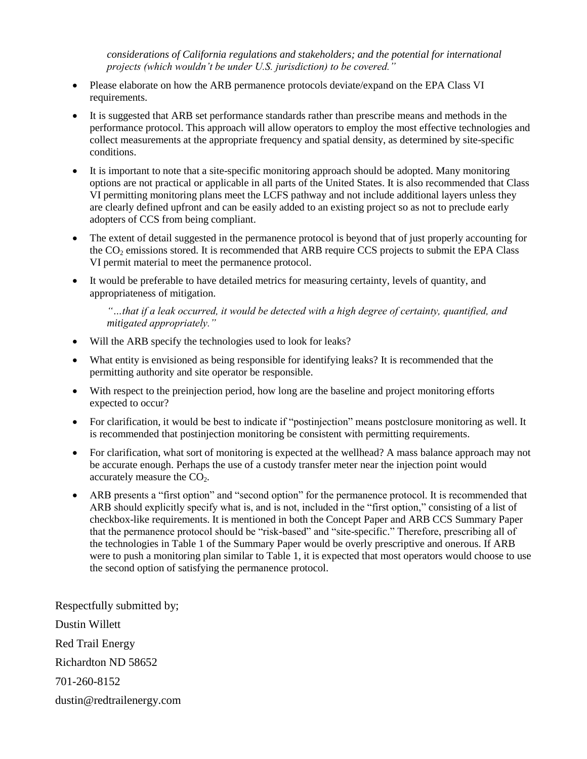*considerations of California regulations and stakeholders; and the potential for international projects (which wouldn't be under U.S. jurisdiction) to be covered."*

- Please elaborate on how the ARB permanence protocols deviate/expand on the EPA Class VI requirements.
- It is suggested that ARB set performance standards rather than prescribe means and methods in the performance protocol. This approach will allow operators to employ the most effective technologies and collect measurements at the appropriate frequency and spatial density, as determined by site-specific conditions.
- It is important to note that a site-specific monitoring approach should be adopted. Many monitoring options are not practical or applicable in all parts of the United States. It is also recommended that Class VI permitting monitoring plans meet the LCFS pathway and not include additional layers unless they are clearly defined upfront and can be easily added to an existing project so as not to preclude early adopters of CCS from being compliant.
- The extent of detail suggested in the permanence protocol is beyond that of just properly accounting for the $CO_2$ emissions stored. It is recommended that ARB require CCS projects to submit the EPA Class VI permit material to meet the permanence protocol.
- It would be preferable to have detailed metrics for measuring certainty, levels of quantity, and appropriateness of mitigation.

  *"…that if a leak occurred, it would be detected with a high degree of certainty, quantified, and mitigated appropriately."*

- Will the ARB specify the technologies used to look for leaks?
- What entity is envisioned as being responsible for identifying leaks? It is recommended that the permitting authority and site operator be responsible.
- With respect to the preinjection period, how long are the baseline and project monitoring efforts expected to occur?
- For clarification, it would be best to indicate if "postinjection" means postclosure monitoring as well. It is recommended that postinjection monitoring be consistent with permitting requirements.
- For clarification, what sort of monitoring is expected at the wellhead? A mass balance approach may not be accurate enough. Perhaps the use of a custody transfer meter near the injection point would accurately measure the $CO_2$.
- ARB presents a "first option" and "second option" for the permanence protocol. It is recommended that ARB should explicitly specify what is, and is not, included in the "first option," consisting of a list of checkbox-like requirements. It is mentioned in both the Concept Paper and ARB CCS Summary Paper that the permanence protocol should be "risk-based" and "site-specific." Therefore, prescribing all of the technologies in Table 1 of the Summary Paper would be overly prescriptive and onerous. If ARB were to push a monitoring plan similar to Table 1, it is expected that most operators would choose to use the second option of satisfying the permanence protocol.

Respectfully submitted by;

Dustin Willett

Red Trail Energy

Richardton ND 58652

701-260-8152

dustin@redtrailenergy.com